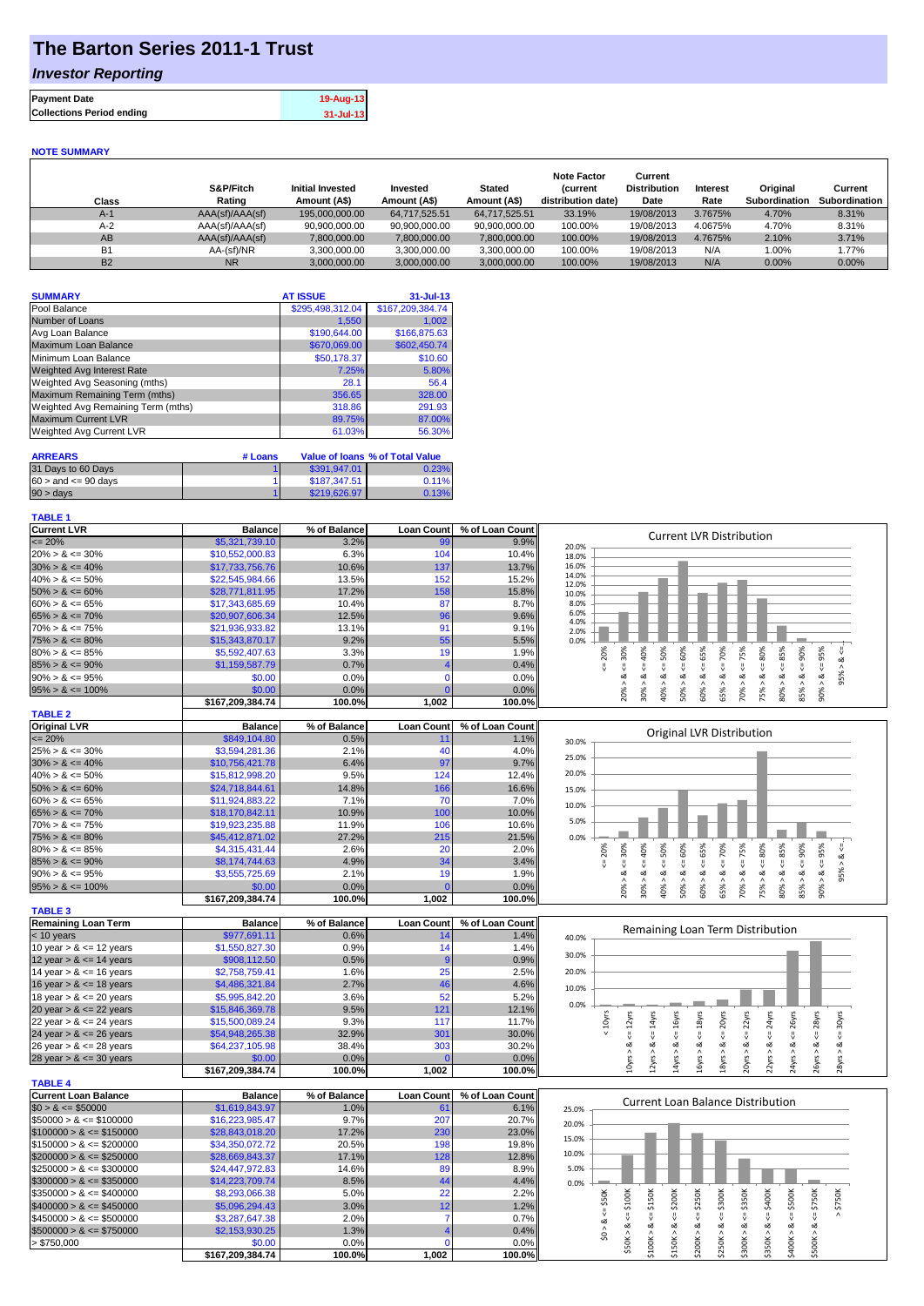# The Barton Series 2011-1 Trust

## *Investor Reporting*

| | |
|---|---|
| **Payment Date** | 19-Aug-13 |
| **Collections Period ending** | 31-Jul-13 |

**NOTE SUMMARY**

| Class | S&P/Fitch Rating | Initial Invested Amount (A$) | Invested Amount (A$) | Stated Amount (A$) | Note Factor (current distribution date) | Current Distribution Date | Interest Rate | Original Subordination | Current Subordination |
|---|---|---|---|---|---|---|---|---|---|
| A-1 | AAA(sf)/AAA(sf) | 195,000,000.00 | 64,717,525.51 | 64,717,525.51 | 33.19% | 19/08/2013 | 3.7675% | 4.70% | 8.31% |
| A-2 | AAA(sf)/AAA(sf) | 90,900,000.00 | 90,900,000.00 | 90,900,000.00 | 100.00% | 19/08/2013 | 4.0675% | 4.70% | 8.31% |
| AB | AAA(sf)/AAA(sf) | 7,800,000.00 | 7,800,000.00 | 7,800,000.00 | 100.00% | 19/08/2013 | 4.7675% | 2.10% | 3.71% |
| B1 | AA-(sf)/NR | 3,300,000.00 | 3,300,000.00 | 3,300,000.00 | 100.00% | 19/08/2013 | N/A | 1.00% | 1.77% |
| B2 | NR | 3,000,000.00 | 3,000,000.00 | 3,000,000.00 | 100.00% | 19/08/2013 | N/A | 0.00% | 0.00% |

| **SUMMARY** | **AT ISSUE** | **31-Jul-13** |
|---|---|---|
| Pool Balance | $295,498,312.04 | $167,209,384.74 |
| Number of Loans | 1,550 | 1,002 |
| Avg Loan Balance | $190,644.00 | $166,875.63 |
| Maximum Loan Balance | $670,069.00 | $602,450.74 |
| Minimum Loan Balance | $50,178.37 | $10.60 |
| Weighted Avg Interest Rate | 7.25% | 5.80% |
| Weighted Avg Seasoning (mths) | 28.1 | 56.4 |
| Maximum Remaining Term (mths) | 356.65 | 328.00 |
| Weighted Avg Remaining Term (mths) | 318.86 | 291.93 |
| Maximum Current LVR | 89.75% | 87.00% |
| Weighted Avg Current LVR | 61.03% | 56.30% |

| **ARREARS** | **# Loans** | **Value of loans** | **% of Total Value** |
|---|---|---|---|
| 31 Days to 60 Days | 1 | $391,947.01 | 0.23% |
| $60 >$ and $<= 90$ days | 1 | $187,347.51 | 0.11% |
| $90 >$ days | 1 | $219,626.97 | 0.13% |

**TABLE 1**

| Current LVR | Balance | % of Balance | Loan Count | % of Loan Count |
|---|---|---|---|---|
| <= 20% | $5,321,739.10 | 3.2% | 99 | 9.9% |
| 20% > & <= 30% | $10,552,000.83 | 6.3% | 104 | 10.4% |
| 30% > & <= 40% | $17,733,756.76 | 10.6% | 137 | 13.7% |
| 40% > & <= 50% | $22,545,984.66 | 13.5% | 152 | 15.2% |
| 50% > & <= 60% | $28,771,811.95 | 17.2% | 158 | 15.8% |
| 60% > & <= 65% | $17,343,685.69 | 10.4% | 87 | 8.7% |
| 65% > & <= 70% | $20,907,606.34 | 12.5% | 96 | 9.6% |
| 70% > & <= 75% | $21,936,933.82 | 13.1% | 91 | 9.1% |
| 75% > & <= 80% | $15,343,870.17 | 9.2% | 55 | 5.5% |
| 80% > & <= 85% | $5,592,407.63 | 3.3% | 19 | 1.9% |
| 85% > & <= 90% | $1,159,587.79 | 0.7% | 4 | 0.4% |
| 90% > & <= 95% | $0.00 | 0.0% | 0 | 0.0% |
| 95% > & <= 100% | $0.00 | 0.0% | 0 | 0.0% |
| | $167,209,384.74 | 100.0% | 1,002 | 100.0% |

**TABLE 2**

| Original LVR | Balance | % of Balance | Loan Count | % of Loan Count |
|---|---|---|---|---|
| <= 20% | $849,104.80 | 0.5% | 11 | 1.1% |
| 25% > & <= 30% | $3,594,281.36 | 2.1% | 40 | 4.0% |
| 30% > & <= 40% | $10,756,421.78 | 6.4% | 97 | 9.7% |
| 40% > & <= 50% | $15,812,998.20 | 9.5% | 124 | 12.4% |
| 50% > & <= 60% | $24,718,844.61 | 14.8% | 166 | 16.6% |
| 60% > & <= 65% | $11,924,883.22 | 7.1% | 70 | 7.0% |
| 65% > & <= 70% | $18,170,842.11 | 10.9% | 100 | 10.0% |
| 70% > & <= 75% | $19,923,235.88 | 11.9% | 106 | 10.6% |
| 75% > & <= 80% | $45,412,871.02 | 27.2% | 215 | 21.5% |
| 80% > & <= 85% | $4,315,431.44 | 2.6% | 20 | 2.0% |
| 85% > & <= 90% | $8,174,744.63 | 4.9% | 34 | 3.4% |
| 90% > & <= 95% | $3,555,725.69 | 2.1% | 19 | 1.9% |
| 95% > & <= 100% | $0.00 | 0.0% | 0 | 0.0% |
| | $167,209,384.74 | 100.0% | 1,002 | 100.0% |

**TABLE 3**

| Remaining Loan Term | Balance | % of Balance | Loan Count | % of Loan Count |
|---|---|---|---|---|
| < 10 years | $977,691.11 | 0.6% | 14 | 1.4% |
| 10 year > & <= 12 years | $1,550,827.30 | 0.9% | 14 | 1.4% |
| 12 year > & <= 14 years | $908,112.50 | 0.5% | 9 | 0.9% |
| 14 year > & <= 16 years | $2,758,759.41 | 1.6% | 25 | 2.5% |
| 16 year > & <= 18 years | $4,486,321.84 | 2.7% | 46 | 4.6% |
| 18 year > & <= 20 years | $5,995,842.20 | 3.6% | 52 | 5.2% |
| 20 year > & <= 22 years | $15,846,369.78 | 9.5% | 121 | 12.1% |
| 22 year > & <= 24 years | $15,500,089.24 | 9.3% | 117 | 11.7% |
| 24 year > & <= 26 years | $54,948,265.38 | 32.9% | 301 | 30.0% |
| 26 year > & <= 28 years | $64,237,105.98 | 38.4% | 303 | 30.2% |
| 28 year > & <= 30 years | $0.00 | 0.0% | 0 | 0.0% |
| | $167,209,384.74 | 100.0% | 1,002 | 100.0% |

**TABLE 4**

| Current Loan Balance | Balance | % of Balance | Loan Count | % of Loan Count |
|---|---|---|---|---|
| $0 > & <= $50000 | $1,619,843.97 | 1.0% | 61 | 6.1% |
| $50000 > & <= $100000 | $16,223,985.47 | 9.7% | 207 | 20.7% |
| $100000 > & <= $150000 | $28,843,018.20 | 17.2% | 230 | 23.0% |
| $150000 > & <= $200000 | $34,350,072.72 | 20.5% | 198 | 19.8% |
| $200000 > & <= $250000 | $28,669,843.37 | 17.1% | 128 | 12.8% |
| $250000 > & <= $300000 | $24,447,972.83 | 14.6% | 89 | 8.9% |
| $300000 > & <= $350000 | $14,223,709.74 | 8.5% | 44 | 4.4% |
| $350000 > & <= $400000 | $8,293,066.38 | 5.0% | 22 | 2.2% |
| $400000 > & <= $450000 | $5,096,294.43 | 3.0% | 12 | 1.2% |
| $450000 > & <= $500000 | $3,287,647.38 | 2.0% | 7 | 0.7% |
| $500000 > & <= $750000 | $2,153,930.25 | 1.3% | 4 | 0.4% |
| > $750,000 | $0.00 | 0.0% | 0 | 0.0% |
| | $167,209,384.74 | 100.0% | 1,002 | 100.0% |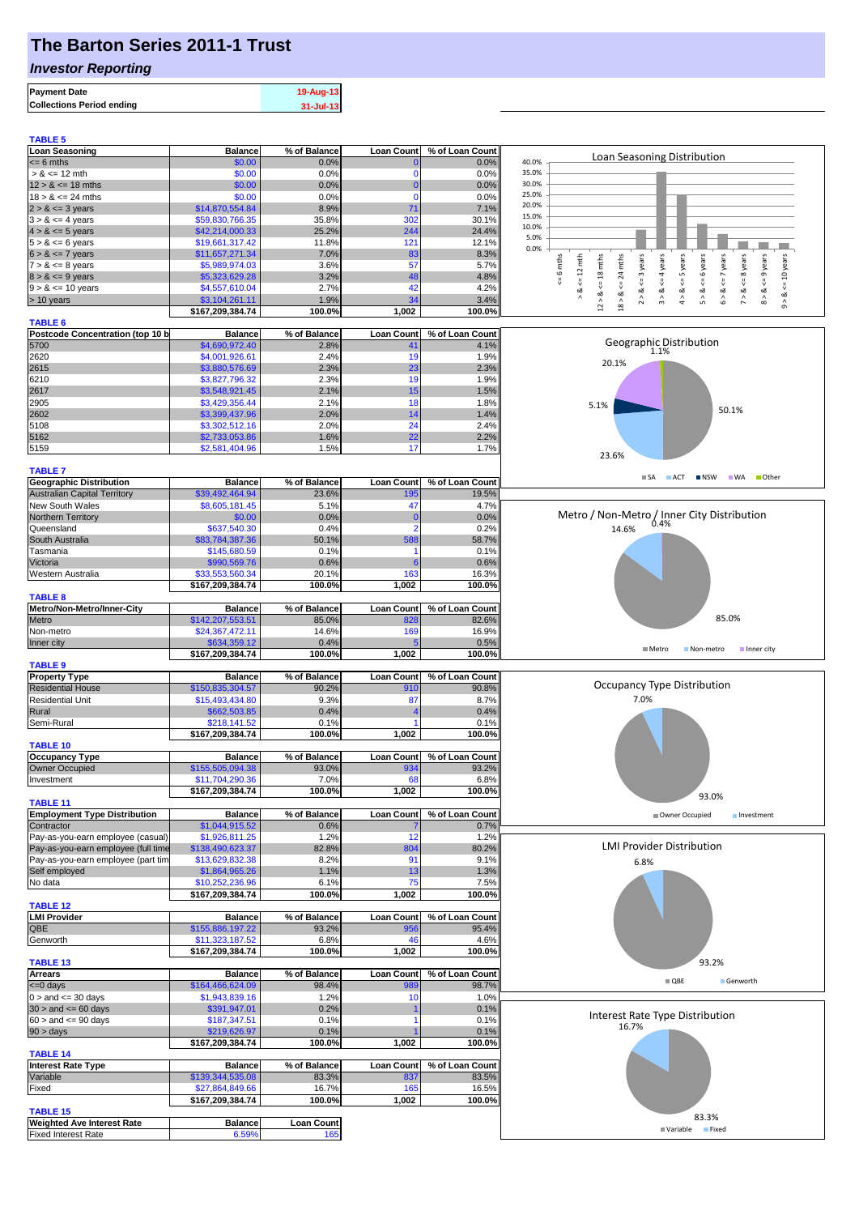# The Barton Series 2011-1 Trust

## *Investor Reporting*

| | |
|---|---|
| **Payment Date** | **19-Aug-13** |
| **Collections Period ending** | **31-Jul-13** |

**TABLE 5**

| Loan Seasoning | Balance | % of Balance | Loan Count | % of Loan Count |
|---|---|---|---|---|
| <= 6 mths | $0.00 | 0.0% | 0 | 0.0% |
| > & <= 12 mth | $0.00 | 0.0% | 0 | 0.0% |
| 12 > & <= 18 mths | $0.00 | 0.0% | 0 | 0.0% |
| 18 > & <= 24 mths | $0.00 | 0.0% | 0 | 0.0% |
| 2 > & <= 3 years | $14,870,554.84 | 8.9% | 71 | 7.1% |
| 3 > & <= 4 years | $59,830,766.35 | 35.8% | 302 | 30.1% |
| 4 > & <= 5 years | $42,214,000.33 | 25.2% | 244 | 24.4% |
| 5 > & <= 6 years | $19,661,317.42 | 11.8% | 121 | 12.1% |
| 6 > & <= 7 years | $11,657,271.34 | 7.0% | 83 | 8.3% |
| 7 > & <= 8 years | $5,989,974.03 | 3.6% | 57 | 5.7% |
| 8 > & <= 9 years | $5,323,629.28 | 3.2% | 48 | 4.8% |
| 9 > & <= 10 years | $4,557,610.04 | 2.7% | 42 | 4.2% |
| > 10 years | $3,104,261.11 | 1.9% | 34 | 3.4% |
| | $167,209,384.74 | 100.0% | 1,002 | 100.0% |

Loan Seasoning Distribution

40.0%
35.0%
30.0%
25.0%
20.0%
15.0%
10.0%
5.0%
0.0%

<= 6 mths
> & <= 12 mth
12 > & <= 18 mths
18 > & <= 24 mths
2 > & <= 3 years
3 > & <= 4 years
4 > & <= 5 years
5 > & <= 6 years
6 > & <= 7 years
7 > & <= 8 years
8 > & <= 9 years
9 > & <= 10 years

**TABLE 6**

| Postcode Concentration (top 10 b | Balance | % of Balance | Loan Count | % of Loan Count |
|---|---|---|---|---|
| 5700 | $4,690,972.40 | 2.8% | 41 | 4.1% |
| 2620 | $4,001,926.61 | 2.4% | 19 | 1.9% |
| 2615 | $3,880,576.69 | 2.3% | 23 | 2.3% |
| 6210 | $3,827,796.32 | 2.3% | 19 | 1.9% |
| 2617 | $3,548,921.45 | 2.1% | 15 | 1.5% |
| 2905 | $3,429,356.44 | 2.1% | 18 | 1.8% |
| 2602 | $3,399,437.96 | 2.0% | 14 | 1.4% |
| 5108 | $3,302,512.16 | 2.0% | 24 | 2.4% |
| 5162 | $2,733,053.86 | 1.6% | 22 | 2.2% |
| 5159 | $2,581,404.96 | 1.5% | 17 | 1.7% |

Geographic Distribution

1.1%
20.1%
5.1%
50.1%
23.6%

SA ACT NSW WA Other

**TABLE 7**

| Geographic Distribution | Balance | % of Balance | Loan Count | % of Loan Count |
|---|---|---|---|---|
| Australian Capital Territory | $39,492,464.94 | 23.6% | 195 | 19.5% |
| New South Wales | $8,605,181.45 | 5.1% | 47 | 4.7% |
| Northern Territory | $0.00 | 0.0% | 0 | 0.0% |
| Queensland | $637,540.30 | 0.4% | 2 | 0.2% |
| South Australia | $83,784,387.36 | 50.1% | 588 | 58.7% |
| Tasmania | $145,680.59 | 0.1% | 1 | 0.1% |
| Victoria | $990,569.76 | 0.6% | 6 | 0.6% |
| Western Australia | $33,553,560.34 | 20.1% | 163 | 16.3% |
| | $167,209,384.74 | 100.0% | 1,002 | 100.0% |

Metro / Non-Metro / Inner City Distribution

0.4%
14.6%
85.0%

Metro Non-metro Inner city

**TABLE 8**

| Metro/Non-Metro/Inner-City | Balance | % of Balance | Loan Count | % of Loan Count |
|---|---|---|---|---|
| Metro | $142,207,553.51 | 85.0% | 828 | 82.6% |
| Non-metro | $24,367,472.11 | 14.6% | 169 | 16.9% |
| Inner city | $634,359.12 | 0.4% | 5 | 0.5% |
| | $167,209,384.74 | 100.0% | 1,002 | 100.0% |

**TABLE 9**

| Property Type | Balance | % of Balance | Loan Count | % of Loan Count |
|---|---|---|---|---|
| Residential House | $150,835,304.57 | 90.2% | 910 | 90.8% |
| Residential Unit | $15,493,434.80 | 9.3% | 87 | 8.7% |
| Rural | $662,503.85 | 0.4% | 4 | 0.4% |
| Semi-Rural | $218,141.52 | 0.1% | 1 | 0.1% |
| | $167,209,384.74 | 100.0% | 1,002 | 100.0% |

Occupancy Type Distribution

7.0%
93.0%

Owner Occupied Investment

**TABLE 10**

| Occupancy Type | Balance | % of Balance | Loan Count | % of Loan Count |
|---|---|---|---|---|
| Owner Occupied | $155,505,094.38 | 93.0% | 934 | 93.2% |
| Investment | $11,704,290.36 | 7.0% | 68 | 6.8% |
| | $167,209,384.74 | 100.0% | 1,002 | 100.0% |

**TABLE 11**

| Employment Type Distribution | Balance | % of Balance | Loan Count | % of Loan Count |
|---|---|---|---|---|
| Contractor | $1,044,915.52 | 0.6% | 7 | 0.7% |
| Pay-as-you-earn employee (casual) | $1,926,811.25 | 1.2% | 12 | 1.2% |
| Pay-as-you-earn employee (full time | $138,490,623.37 | 82.8% | 804 | 80.2% |
| Pay-as-you-earn employee (part tim | $13,629,832.38 | 8.2% | 91 | 9.1% |
| Self employed | $1,864,965.26 | 1.1% | 13 | 1.3% |
| No data | $10,252,236.96 | 6.1% | 75 | 7.5% |
| | $167,209,384.74 | 100.0% | 1,002 | 100.0% |

LMI Provider Distribution

6.8%
93.2%

QBE Genworth

**TABLE 12**

| LMI Provider | Balance | % of Balance | Loan Count | % of Loan Count |
|---|---|---|---|---|
| QBE | $155,886,197.22 | 93.2% | 956 | 95.4% |
| Genworth | $11,323,187.52 | 6.8% | 46 | 4.6% |
| | $167,209,384.74 | 100.0% | 1,002 | 100.0% |

**TABLE 13**

| Arrears | Balance | % of Balance | Loan Count | % of Loan Count |
|---|---|---|---|---|
| <=0 days | $164,466,624.09 | 98.4% | 989 | 98.7% |
| 0 > and <= 30 days | $1,943,839.16 | 1.2% | 10 | 1.0% |
| 30 > and <= 60 days | $391,947.01 | 0.2% | 1 | 0.1% |
| 60 > and <= 90 days | $187,347.51 | 0.1% | 1 | 0.1% |
| 90 > days | $219,626.97 | 0.1% | 1 | 0.1% |
| | $167,209,384.74 | 100.0% | 1,002 | 100.0% |

Interest Rate Type Distribution

16.7%
83.3%

Variable Fixed

**TABLE 14**

| Interest Rate Type | Balance | % of Balance | Loan Count | % of Loan Count |
|---|---|---|---|---|
| Variable | $139,344,535.08 | 83.3% | 837 | 83.5% |
| Fixed | $27,864,849.66 | 16.7% | 165 | 16.5% |
| | $167,209,384.74 | 100.0% | 1,002 | 100.0% |

**TABLE 15**

| Weighted Ave Interest Rate | Balance | Loan Count |
|---|---|---|
| Fixed Interest Rate | 6.59% | 165 |